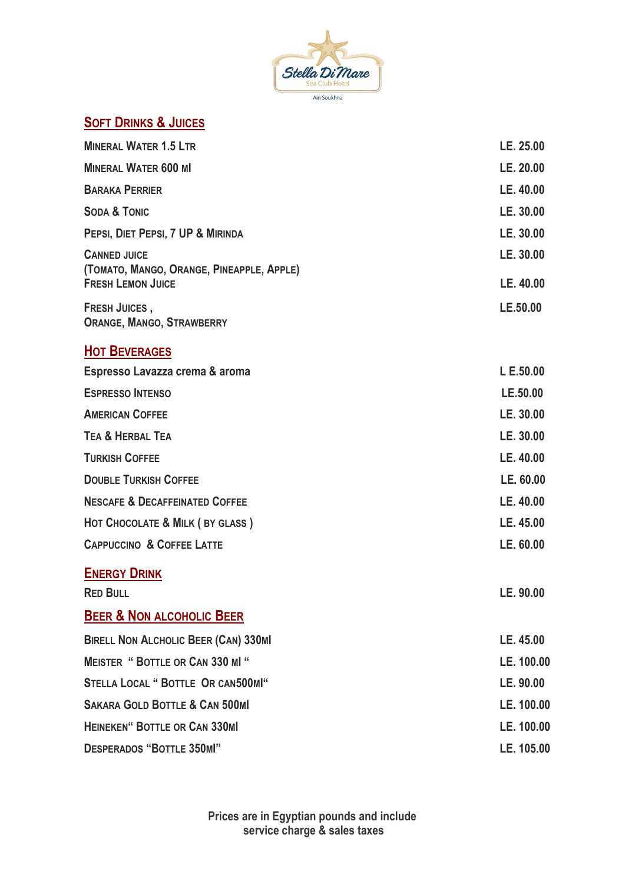Stella Di Mare

Sea Club Hotel

Ain Soukhna

## Soft Drinks & Juices

| Item | Price |
|---|---|
| Mineral Water 1.5 Ltr | LE. 25.00 |
| Mineral Water 600 Ml | LE. 20.00 |
| Baraka Perrier | LE. 40.00 |
| Soda & Tonic | LE. 30.00 |
| Pepsi, Diet Pepsi, 7 UP & Mirinda | LE. 30.00 |
| Canned Juice (Tomato, Mango, Orange, Pineapple, Apple) | LE. 30.00 |
| Fresh Lemon Juice | LE. 40.00 |
| Fresh Juices, Orange, Mango, Strawberry | LE.50.00 |

## Hot Beverages

| Item | Price |
|---|---|
| Espresso Lavazza crema & aroma | L E.50.00 |
| Espresso Intenso | LE.50.00 |
| American Coffee | LE. 30.00 |
| Tea & Herbal Tea | LE. 30.00 |
| Turkish Coffee | LE. 40.00 |
| Double Turkish Coffee | LE. 60.00 |
| Nescafe & Decaffeinated Coffee | LE. 40.00 |
| Hot Chocolate & Milk ( by glass ) | LE. 45.00 |
| Cappuccino & Coffee Latte | LE. 60.00 |

## Energy Drink

| Item | Price |
|---|---|
| Red Bull | LE. 90.00 |

## Beer & Non alcoholic Beer

| Item | Price |
|---|---|
| Birell Non Alcholic Beer (Can) 330Ml | LE. 45.00 |
| Meister " Bottle or Can 330 Ml " | LE. 100.00 |
| Stella Local " Bottle Or can500Ml" | LE. 90.00 |
| Sakara Gold Bottle & Can 500Ml | LE. 100.00 |
| Heineken" Bottle or Can 330Ml | LE. 100.00 |
| Desperados "Bottle 350Ml" | LE. 105.00 |

Prices are in Egyptian pounds and include service charge & sales taxes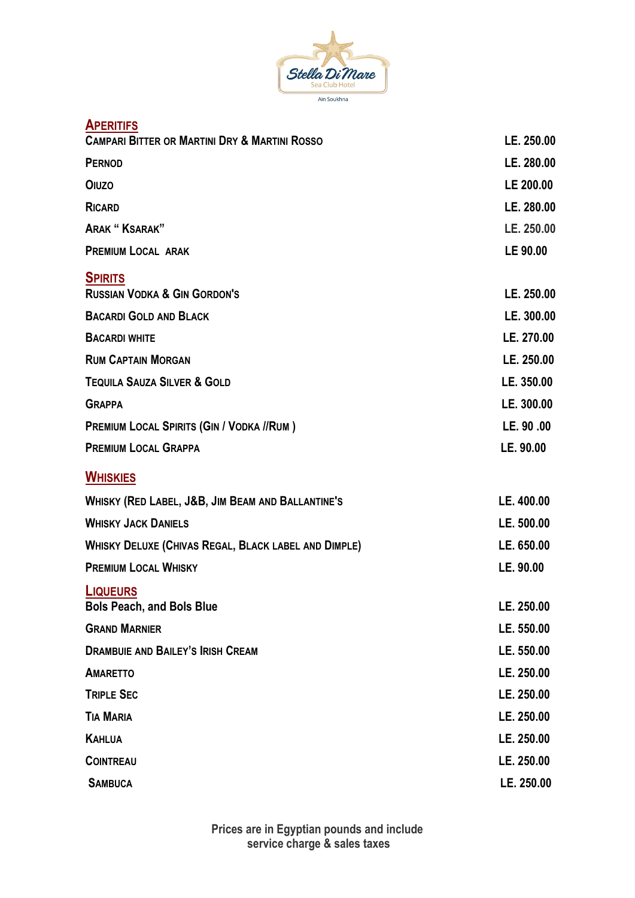Stella Di Mare
Sea Club Hotel
Ain Soukhna

## Aperitifs

| Item | Price |
| --- | --- |
| Campari Bitter or Martini Dry & Martini Rosso | LE. 250.00 |
| Pernod | LE. 280.00 |
| Oiuzo | LE 200.00 |
| Ricard | LE. 280.00 |
| Arak " Ksarak" | LE. 250.00 |
| Premium Local Arak | LE 90.00 |

## Spirits

| Item | Price |
| --- | --- |
| Russian Vodka & Gin Gordon's | LE. 250.00 |
| Bacardi Gold and Black | LE. 300.00 |
| Bacardi White | LE. 270.00 |
| Rum Captain Morgan | LE. 250.00 |
| Tequila Sauza Silver & Gold | LE. 350.00 |
| Grappa | LE. 300.00 |
| Premium Local Spirits (Gin / Vodka //Rum ) | LE. 90 .00 |
| Premium Local Grappa | LE. 90.00 |

## Whiskies

| Item | Price |
| --- | --- |
| Whisky (Red Label, J&B, Jim Beam and Ballantine's | LE. 400.00 |
| Whisky Jack Daniels | LE. 500.00 |
| Whisky Deluxe (Chivas Regal, Black label and Dimple) | LE. 650.00 |
| Premium Local Whisky | LE. 90.00 |

## Liqueurs

| Item | Price |
| --- | --- |
| Bols Peach, and Bols Blue | LE. 250.00 |
| Grand Marnier | LE. 550.00 |
| Drambuie and Bailey's Irish Cream | LE. 550.00 |
| Amaretto | LE. 250.00 |
| Triple Sec | LE. 250.00 |
| Tia Maria | LE. 250.00 |
| Kahlua | LE. 250.00 |
| Cointreau | LE. 250.00 |
| Sambuca | LE. 250.00 |

**Prices are in Egyptian pounds and include service charge & sales taxes**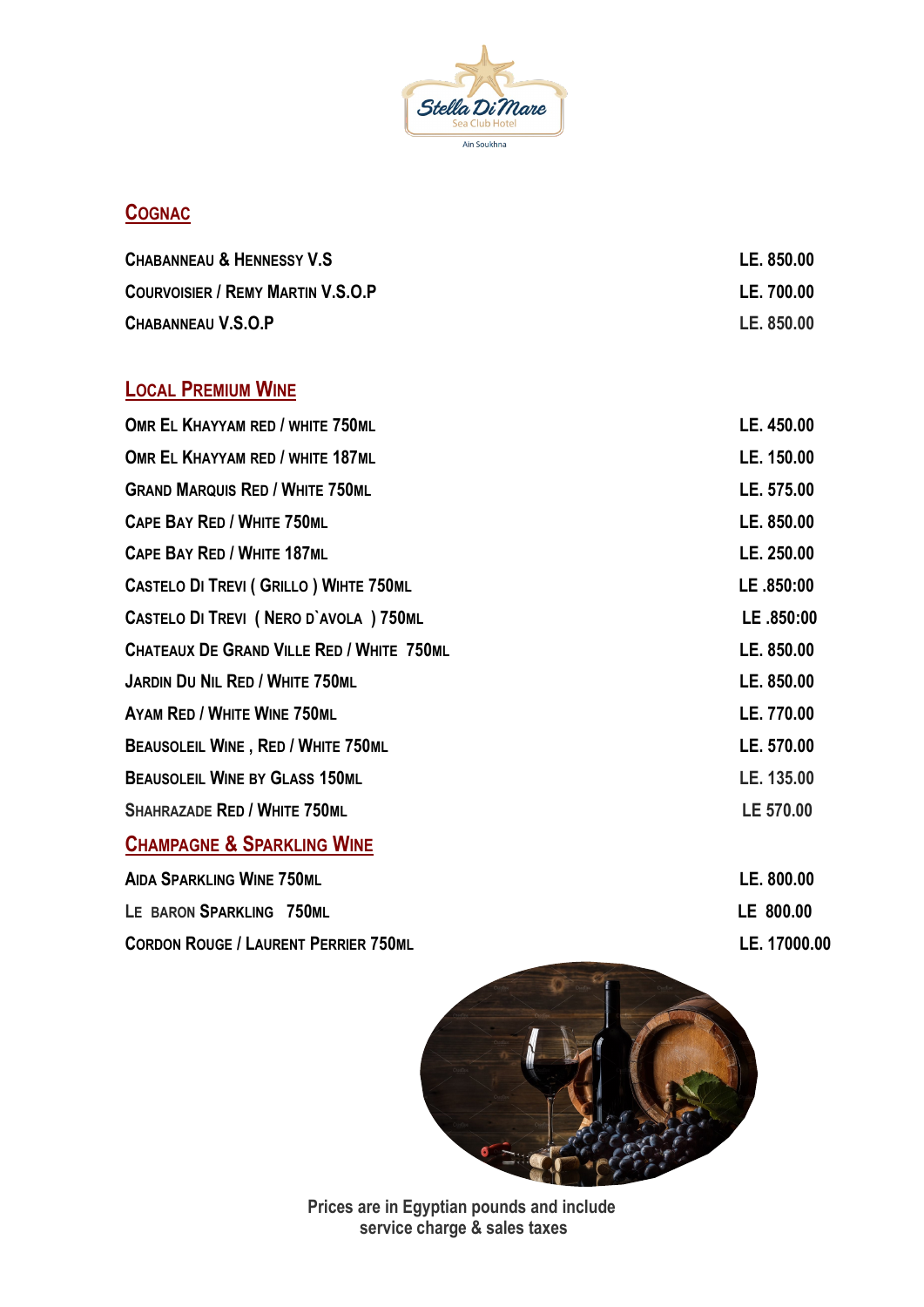Stella Di Mare
Sea Club Hotel
Ain Soukhna

## Cognac

| | |
|---|---|
| Chabanneau & Hennessy V.S | LE. 850.00 |
| Courvoisier / Remy Martin V.S.O.P | LE. 700.00 |
| Chabanneau V.S.O.P | LE. 850.00 |

## Local Premium Wine

| | |
|---|---|
| Omr El Khayyam red / white 750ml | LE. 450.00 |
| Omr El Khayyam red / white 187ml | LE. 150.00 |
| Grand Marquis Red / White 750ml | LE. 575.00 |
| Cape Bay Red / White 750ml | LE. 850.00 |
| Cape Bay Red / White 187ml | LE. 250.00 |
| Castelo Di Trevi ( Grillo ) Wihte 750ml | LE .850:00 |
| Castelo Di Trevi ( Nero d`avola ) 750ml | LE .850:00 |
| Chateaux De Grand Ville Red / White 750ml | LE. 850.00 |
| Jardin Du Nil Red / White 750ml | LE. 850.00 |
| Ayam Red / White Wine 750ml | LE. 770.00 |
| Beausoleil Wine , Red / White 750ml | LE. 570.00 |
| Beausoleil Wine by Glass 150ml | LE. 135.00 |
| Shahrazade Red / White 750ml | LE 570.00 |

## Champagne & Sparkling Wine

| | |
|---|---|
| Aida Sparkling Wine 750ml | LE. 800.00 |
| Le Baron Sparkling 750ml | LE 800.00 |
| Cordon Rouge / Laurent Perrier 750ml | LE. 17000.00 |

Prices are in Egyptian pounds and include service charge & sales taxes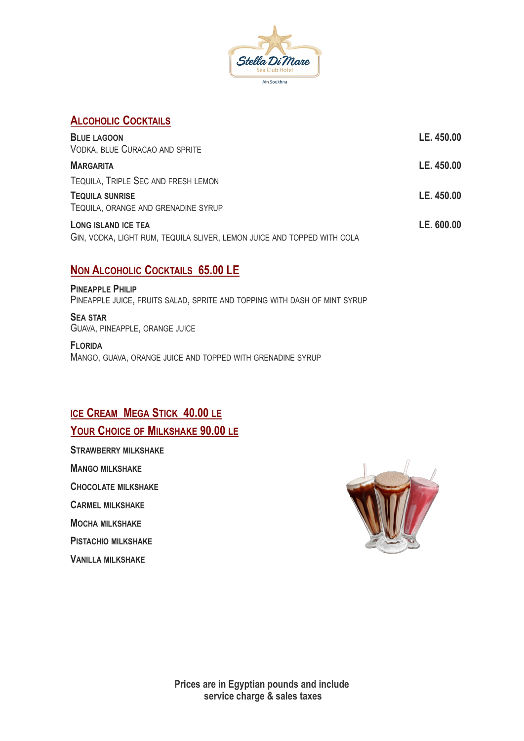Stella Di Mare
Sea Club Hotel
Ain Soukhna

## Alcoholic Cocktails

**Blue Lagoon** — LE. 450.00
Vodka, Blue Curacao and Sprite

**Margarita** — LE. 450.00
Tequila, Triple Sec and fresh lemon

**Tequila Sunrise** — LE. 450.00
Tequila, orange and grenadine syrup

**Long Island Ice Tea** — LE. 600.00
Gin, vodka, light rum, tequila sliver, lemon juice and topped with cola

## Non Alcoholic Cocktails 65.00 LE

**Pineapple Philip**
Pineapple juice, fruits salad, sprite and topping with dash of mint syrup

**Sea Star**
Guava, pineapple, orange juice

**Florida**
Mango, guava, orange juice and topped with grenadine syrup

## Ice Cream Mega Stick 40.00 LE

## Your Choice of Milkshake 90.00 LE

**Strawberry milkshake**

**Mango milkshake**

**Chocolate milkshake**

**Carmel milkshake**

**Mocha milkshake**

**Pistachio milkshake**

**Vanilla milkshake**

**Prices are in Egyptian pounds and include service charge & sales taxes**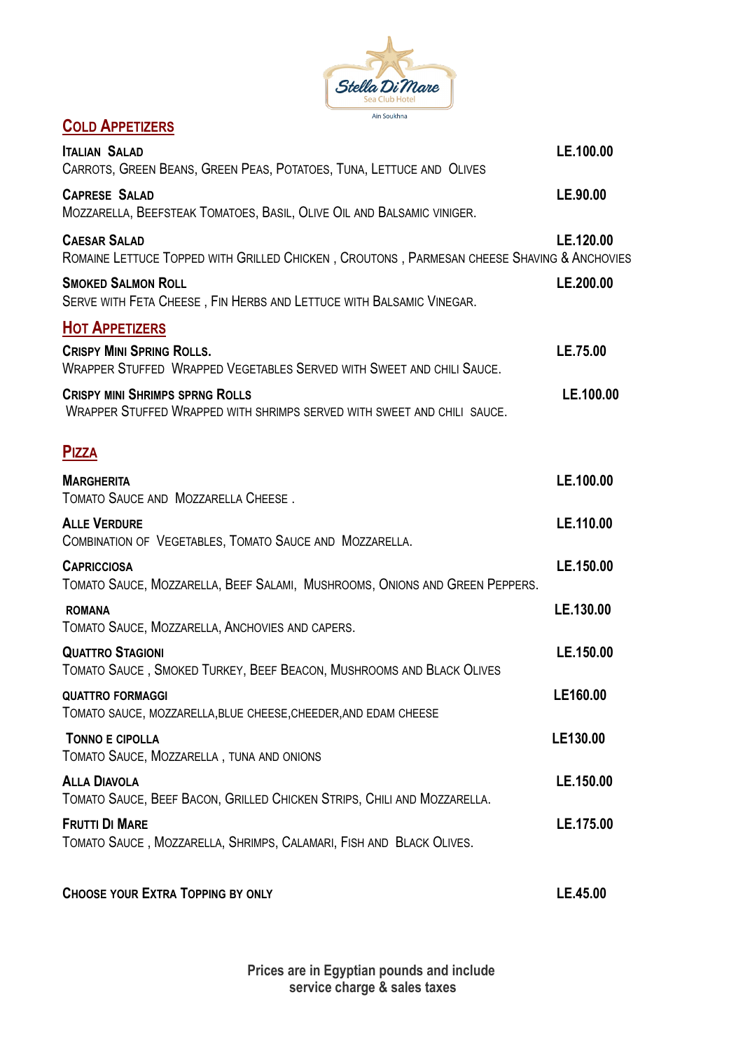Stella Di Mare
Sea Club Hotel
Ain Soukhna

## Cold Appetizers

**Italian Salad** — LE.100.00
Carrots, Green Beans, Green Peas, Potatoes, Tuna, Lettuce and Olives

**Caprese Salad** — LE.90.00
Mozzarella, Beefsteak Tomatoes, Basil, Olive Oil and Balsamic viniger.

**Caesar Salad** — LE.120.00
Romaine Lettuce Topped with Grilled Chicken , Croutons , Parmesan cheese Shaving & Anchovies

**Smoked Salmon Roll** — LE.200.00
Serve with Feta Cheese , Fin Herbs and Lettuce with Balsamic Vinegar.

## Hot Appetizers

**Crispy Mini Spring Rolls.** — LE.75.00
Wrapper Stuffed Wrapped Vegetables Served with Sweet and chili Sauce.

**Crispy mini Shrimps sprng Rolls** — LE.100.00
Wrapper Stuffed Wrapped with shrimps served with sweet and chili sauce.

## Pizza

**Margherita** — LE.100.00
Tomato Sauce and Mozzarella Cheese .

**Alle Verdure** — LE.110.00
Combination of Vegetables, Tomato Sauce and Mozzarella.

**Capricciosa** — LE.150.00
Tomato Sauce, Mozzarella, Beef Salami, Mushrooms, Onions and Green Peppers.

**Romana** — LE.130.00
Tomato Sauce, Mozzarella, Anchovies and capers.

**Quattro Stagioni** — LE.150.00
Tomato Sauce , Smoked Turkey, Beef Beacon, Mushrooms and Black Olives

**Quattro Formaggi** — LE160.00
Tomato sauce, mozzarella,blue cheese,cheeder,and edam cheese

**Tonno e cipolla** — LE130.00
Tomato Sauce, Mozzarella , tuna and onions

**Alla Diavola** — LE.150.00
Tomato Sauce, Beef Bacon, Grilled Chicken Strips, Chili and Mozzarella.

**Frutti Di Mare** — LE.175.00
Tomato Sauce , Mozzarella, Shrimps, Calamari, Fish and Black Olives.

**Choose your Extra Topping by only** — LE.45.00

**Prices are in Egyptian pounds and include service charge & sales taxes**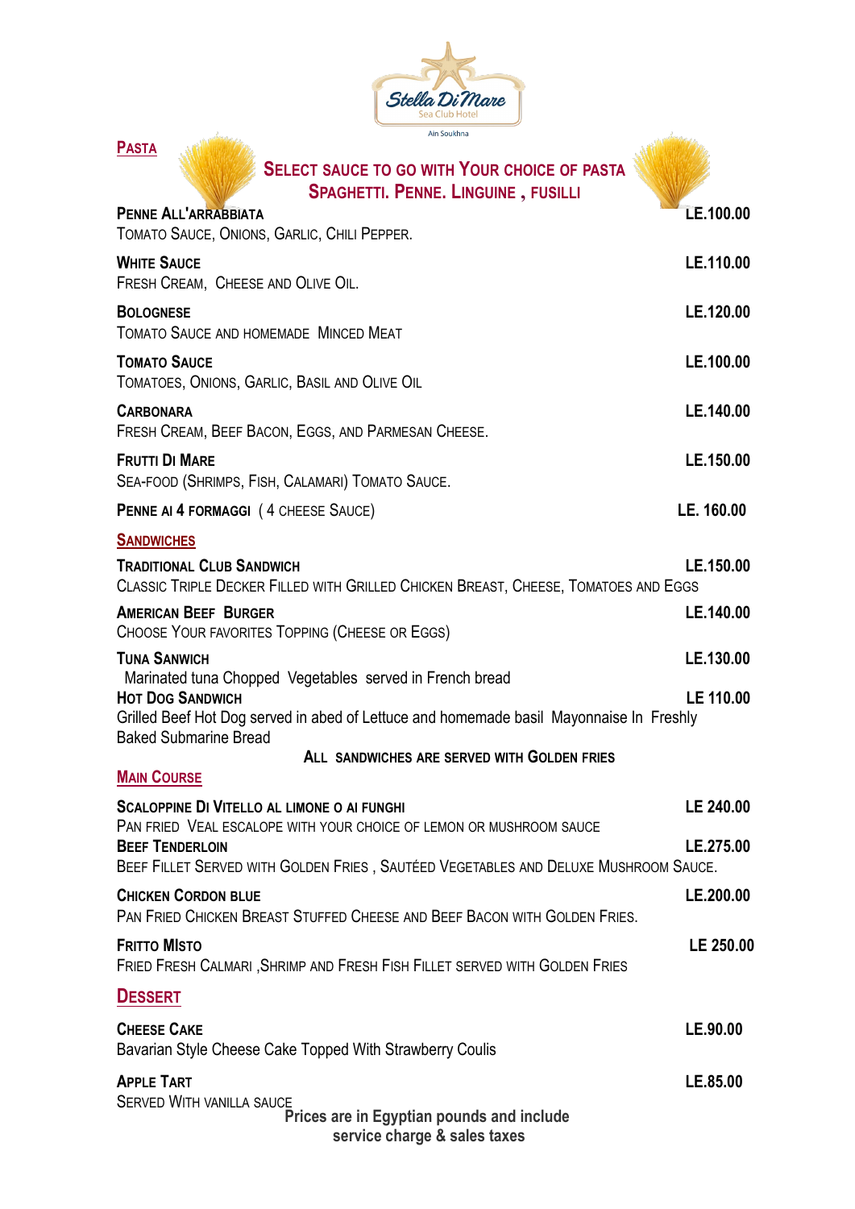Stella Di Mare
Sea Club Hotel
Ain Soukhna

## PASTA

**SELECT SAUCE TO GO WITH YOUR CHOICE OF PASTA**
**SPAGHETTI. PENNE. LINGUINE , FUSILLI**

**PENNE ALL'ARRABBIATA** LE.100.00
TOMATO SAUCE, ONIONS, GARLIC, CHILI PEPPER.

**WHITE SAUCE** LE.110.00
FRESH CREAM, CHEESE AND OLIVE OIL.

**BOLOGNESE** LE.120.00
TOMATO SAUCE AND HOMEMADE MINCED MEAT

**TOMATO SAUCE** LE.100.00
TOMATOES, ONIONS, GARLIC, BASIL AND OLIVE OIL

**CARBONARA** LE.140.00
FRESH CREAM, BEEF BACON, EGGS, AND PARMESAN CHEESE.

**FRUTTI DI MARE** LE.150.00
SEA-FOOD (SHRIMPS, FISH, CALAMARI) TOMATO SAUCE.

**PENNE AI 4 FORMAGGI** ( 4 CHEESE SAUCE) LE. 160.00

## SANDWICHES

**TRADITIONAL CLUB SANDWICH** LE.150.00
CLASSIC TRIPLE DECKER FILLED WITH GRILLED CHICKEN BREAST, CHEESE, TOMATOES AND EGGS

**AMERICAN BEEF BURGER** LE.140.00
CHOOSE YOUR FAVORITES TOPPING (CHEESE OR EGGS)

**TUNA SANWICH** LE.130.00
Marinated tuna Chopped Vegetables served in French bread

**HOT DOG SANDWICH** LE 110.00
Grilled Beef Hot Dog served in abed of Lettuce and homemade basil Mayonnaise In Freshly Baked Submarine Bread

**ALL SANDWICHES ARE SERVED WITH GOLDEN FRIES**

## MAIN COURSE

**SCALOPPINE DI VITELLO AL LIMONE O AI FUNGHI** LE 240.00
PAN FRIED VEAL ESCALOPE WITH YOUR CHOICE OF LEMON OR MUSHROOM SAUCE

**BEEF TENDERLOIN** LE.275.00
BEEF FILLET SERVED WITH GOLDEN FRIES , SAUTÉED VEGETABLES AND DELUXE MUSHROOM SAUCE.

**CHICKEN CORDON BLUE** LE.200.00
PAN FRIED CHICKEN BREAST STUFFED CHEESE AND BEEF BACON WITH GOLDEN FRIES.

**FRITTO MISTO** LE 250.00
FRIED FRESH CALMARI ,SHRIMP AND FRESH FISH FILLET SERVED WITH GOLDEN FRIES

## DESSERT

**CHEESE CAKE** LE.90.00
Bavarian Style Cheese Cake Topped With Strawberry Coulis

**APPLE TART** LE.85.00
SERVED WITH VANILLA SAUCE

**Prices are in Egyptian pounds and include service charge & sales taxes**